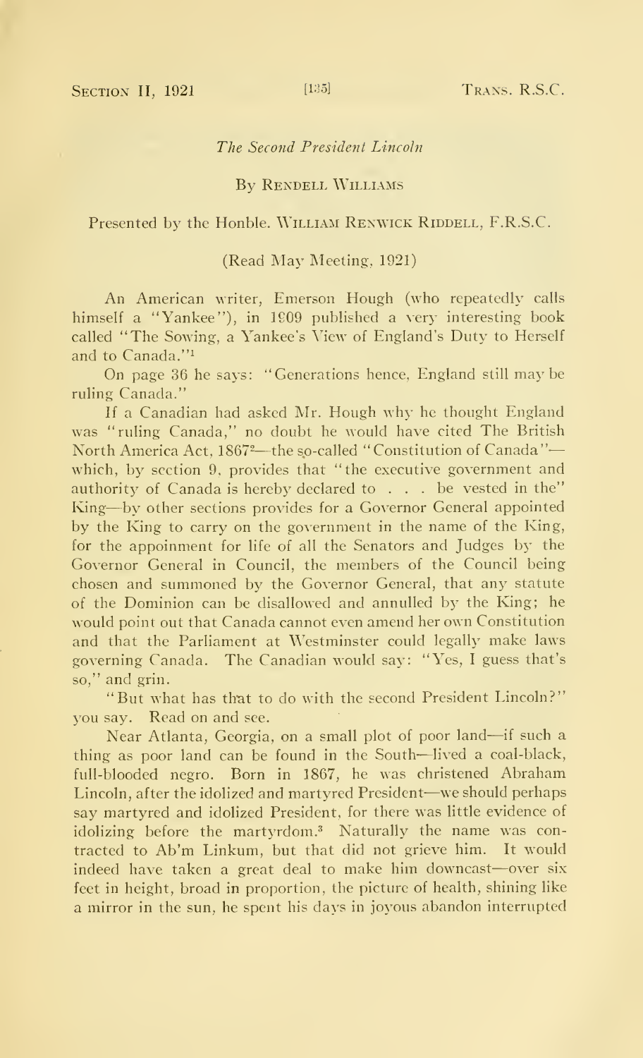# *The Second President Lincoln*

By Rendell Williams

Presented by the Honble. William Renwick Riddell, F.R.S.C.

(Read May Meeting, 1921)

An American writer, Emerson Hough (who repeatedly calls himself a "Yankee"), in 1909 published a very interesting book called "The Sowing, a Yankee's View of England's Duty to Herself and to Canada."[1]

On page 36 he says: "Generations hence, England still may be ruling Canada."

If a Canadian had asked Mr. Hough why he thought England was "ruling Canada," no doubt he would have cited The British North America Act, 1867[2]—the so-called "Constitution of Canada"—which, by section 9, provides that "the executive government and authority of Canada is hereby declared to . . . be vested in the" King—by other sections provides for a Governor General appointed by the King to carry on the government in the name of the King, for the appoinment for life of all the Senators and Judges by the Governor General in Council, the members of the Council being chosen and summoned by the Governor General, that any statute of the Dominion can be disallowed and annulled by the King; he would point out that Canada cannot even amend her own Constitution and that the Parliament at Westminster could legally make laws governing Canada. The Canadian would say: "Yes, I guess that's so," and grin.

"But what has that to do with the second President Lincoln?" you say. Read on and see.

Near Atlanta, Georgia, on a small plot of poor land—if such a thing as poor land can be found in the South—lived a coal-black, full-blooded negro. Born in 1867, he was christened Abraham Lincoln, after the idolized and martyred President—we should perhaps say martyred and idolized President, for there was little evidence of idolizing before the martyrdom.[3] Naturally the name was contracted to Ab'm Linkum, but that did not grieve him. It would indeed have taken a great deal to make him downcast—over six feet in height, broad in proportion, the picture of health, shining like a mirror in the sun, he spent his days in joyous abandon interrupted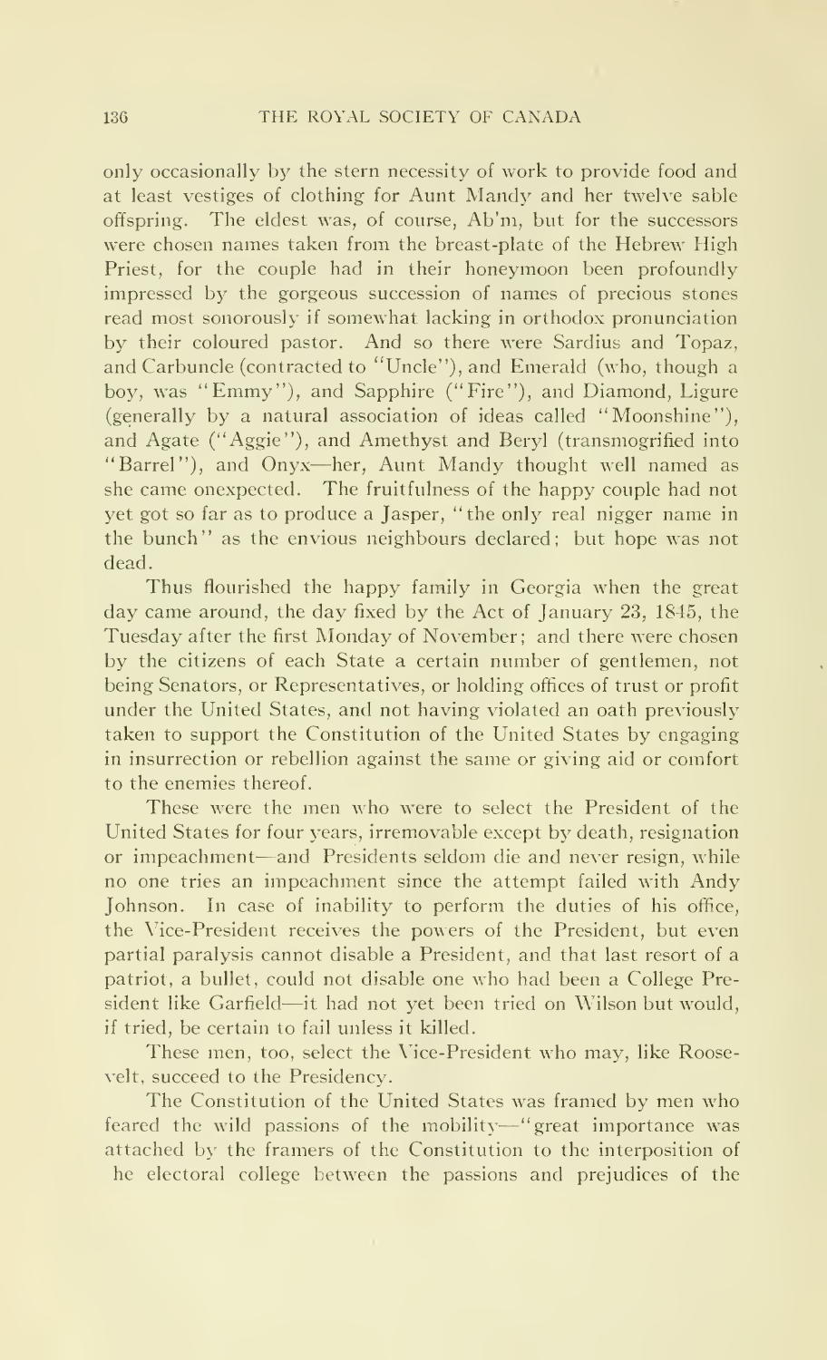only occasionally by the stern necessity of work to provide food and at least vestiges of clothing for Aunt Mandy and her twelve sable offspring. The eldest was, of course, Ab'm, but for the successors were chosen names taken from the breast-plate of the Hebrew High Priest, for the couple had in their honeymoon been profoundly impressed by the gorgeous succession of names of precious stones read most sonorously if somewhat lacking in orthodox pronunciation by their coloured pastor. And so there were Sardius and Topaz, and Carbuncle (contracted to "Uncle"), and Emerald (who, though a boy, was "Emmy"), and Sapphire ("Fire"), and Diamond, Ligure (generally by a natural association of ideas called "Moonshine"), and Agate ("Aggie"), and Amethyst and Beryl (transmogrified into "Barrel"), and Onyx—her, Aunt Mandy thought well named as she came onexpected. The fruitfulness of the happy couple had not yet got so far as to produce a Jasper, "the only real nigger name in the bunch" as the envious neighbours declared; but hope was not dead.

Thus flourished the happy family in Georgia when the great day came around, the day fixed by the Act of January 23, 1845, the Tuesday after the first Monday of November; and there were chosen by the citizens of each State a certain number of gentlemen, not being Senators, or Representatives, or holding offices of trust or profit under the United States, and not having violated an oath previously taken to support the Constitution of the United States by engaging in insurrection or rebellion against the same or giving aid or comfort to the enemies thereof.

These were the men who were to select the President of the United States for four years, irremovable except by death, resignation or impeachment—and Presidents seldom die and never resign, while no one tries an impeachment since the attempt failed with Andy Johnson. In case of inability to perform the duties of his office, the Vice-President receives the powers of the President, but even partial paralysis cannot disable a President, and that last resort of a patriot, a bullet, could not disable one who had been a College President like Garfield—it had not yet been tried on Wilson but would, if tried, be certain to fail unless it killed.

These men, too, select the Vice-President who may, like Roosevelt, succeed to the Presidency.

The Constitution of the United States was framed by men who feared the wild passions of the mobility—"great importance was attached by the framers of the Constitution to the interposition of he electoral college between the passions and prejudices of the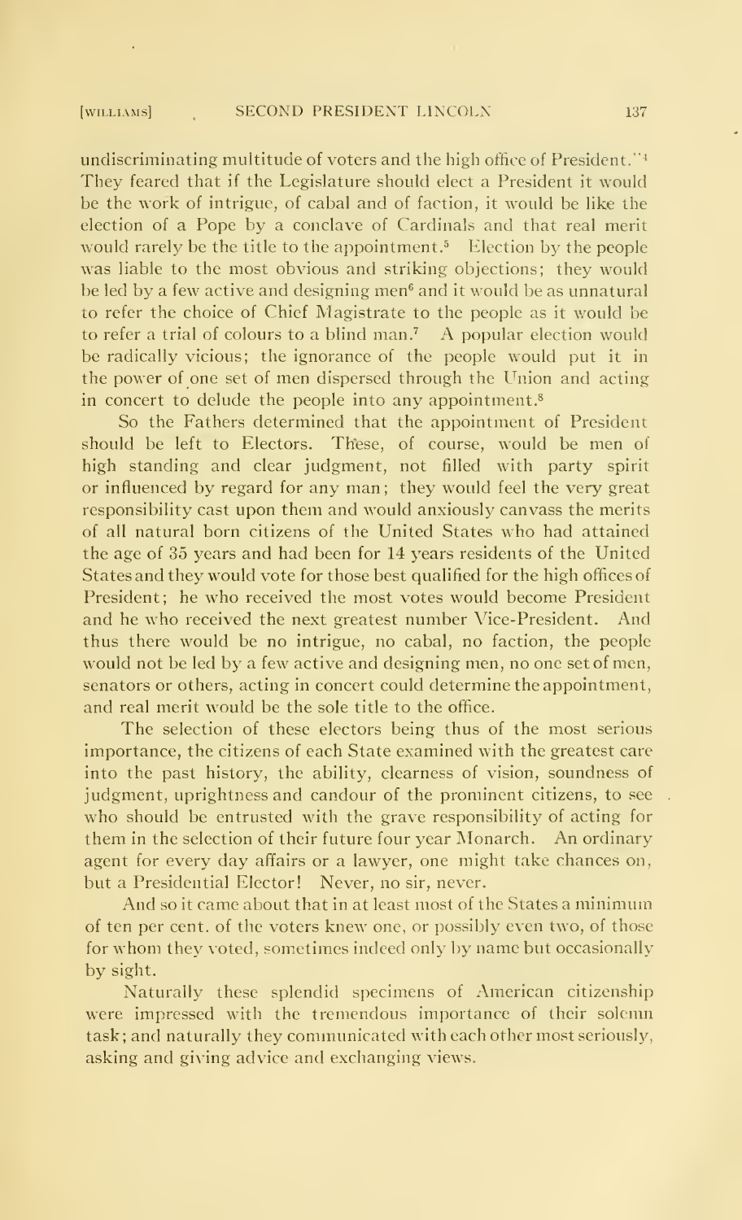undiscriminating multitude of voters and the high office of President."[4] They feared that if the Legislature should elect a President it would be the work of intrigue, of cabal and of faction, it would be like the election of a Pope by a conclave of Cardinals and that real merit would rarely be the title to the appointment.[5] Election by the people was liable to the most obvious and striking objections; they would be led by a few active and designing men[6] and it would be as unnatural to refer the choice of Chief Magistrate to the people as it would be to refer a trial of colours to a blind man.[7] A popular election would be radically vicious; the ignorance of the people would put it in the power of one set of men dispersed through the Union and acting in concert to delude the people into any appointment.[8]

So the Fathers determined that the appointment of President should be left to Electors. These, of course, would be men of high standing and clear judgment, not filled with party spirit or influenced by regard for any man; they would feel the very great responsibility cast upon them and would anxiously canvass the merits of all natural born citizens of the United States who had attained the age of 35 years and had been for 14 years residents of the United States and they would vote for those best qualified for the high offices of President; he who received the most votes would become President and he who received the next greatest number Vice-President. And thus there would be no intrigue, no cabal, no faction, the people would not be led by a few active and designing men, no one set of men, senators or others, acting in concert could determine the appointment, and real merit would be the sole title to the office.

The selection of these electors being thus of the most serious importance, the citizens of each State examined with the greatest care into the past history, the ability, clearness of vision, soundness of judgment, uprightness and candour of the prominent citizens, to see who should be entrusted with the grave responsibility of acting for them in the selection of their future four year Monarch. An ordinary agent for every day affairs or a lawyer, one might take chances on, but a Presidential Elector! Never, no sir, never.

And so it came about that in at least most of the States a minimum of ten per cent. of the voters knew one, or possibly even two, of those for whom they voted, sometimes indeed only by name but occasionally by sight.

Naturally these splendid specimens of American citizenship were impressed with the tremendous importance of their solemn task; and naturally they communicated with each other most seriously, asking and giving advice and exchanging views.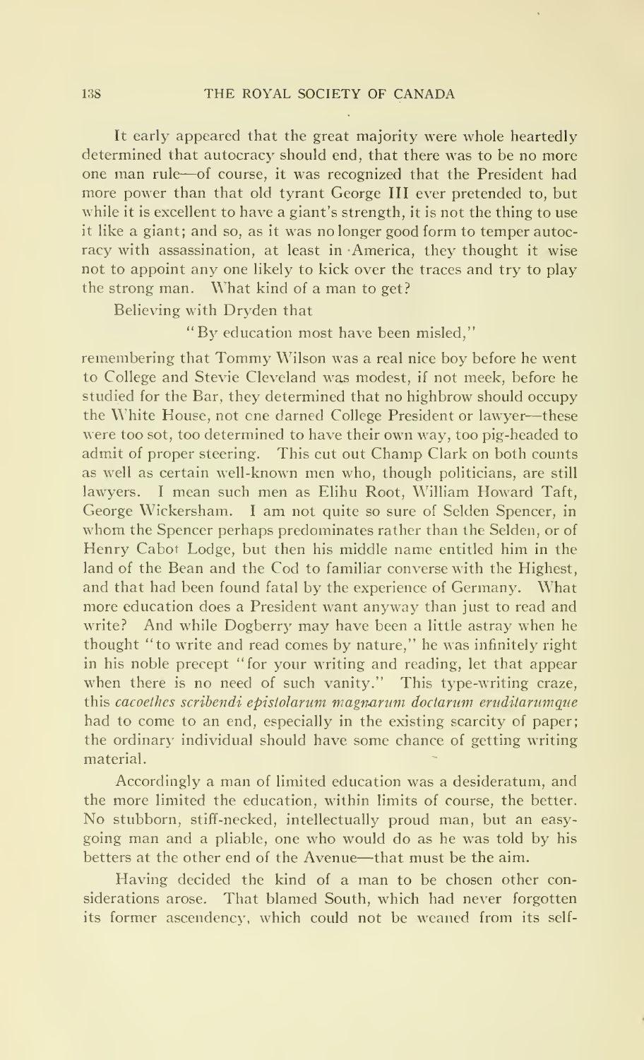It early appeared that the great majority were whole heartedly determined that autocracy should end, that there was to be no more one man rule—of course, it was recognized that the President had more power than that old tyrant George III ever pretended to, but while it is excellent to have a giant's strength, it is not the thing to use it like a giant; and so, as it was no longer good form to temper autocracy with assassination, at least in America, they thought it wise not to appoint any one likely to kick over the traces and try to play the strong man. What kind of a man to get?

Believing with Dryden that

> "By education most have been misled,"

remembering that Tommy Wilson was a real nice boy before he went to College and Stevie Cleveland was modest, if not meek, before he studied for the Bar, they determined that no highbrow should occupy the White House, not one darned College President or lawyer—these were too sot, too determined to have their own way, too pig-headed to admit of proper steering. This cut out Champ Clark on both counts as well as certain well-known men who, though politicians, are still lawyers. I mean such men as Elihu Root, William Howard Taft, George Wickersham. I am not quite so sure of Selden Spencer, in whom the Spencer perhaps predominates rather than the Selden, or of Henry Cabot Lodge, but then his middle name entitled him in the land of the Bean and the Cod to familiar converse with the Highest, and that had been found fatal by the experience of Germany. What more education does a President want anyway than just to read and write? And while Dogberry may have been a little astray when he thought "to write and read comes by nature," he was infinitely right in his noble precept "for your writing and reading, let that appear when there is no need of such vanity." This type-writing craze, this *cacoethes scribendi epistolarum magnarum doctarum eruditarumque* had to come to an end, especially in the existing scarcity of paper; the ordinary individual should have some chance of getting writing material.

Accordingly a man of limited education was a desideratum, and the more limited the education, within limits of course, the better. No stubborn, stiff-necked, intellectually proud man, but an easy-going man and a pliable, one who would do as he was told by his betters at the other end of the Avenue—that must be the aim.

Having decided the kind of a man to be chosen other considerations arose. That blamed South, which had never forgotten its former ascendency, which could not be weaned from its self-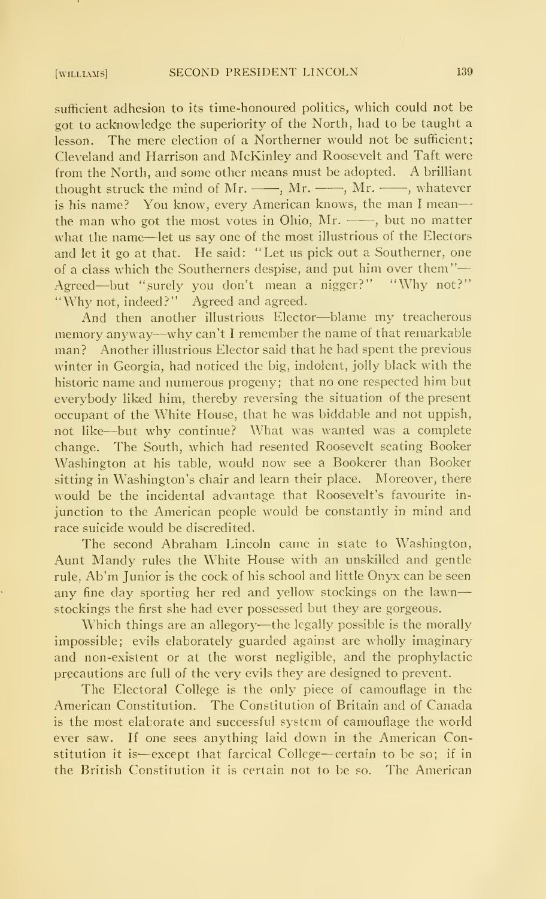sufficient adhesion to its time-honoured politics, which could not be got to acknowledge the superiority of the North, had to be taught a lesson. The mere election of a Northerner would not be sufficient; Cleveland and Harrison and McKinley and Roosevelt and Taft were from the North, and some other means must be adopted. A brilliant thought struck the mind of Mr. ——, Mr. ——, Mr. ——, whatever is his name? You know, every American knows, the man I mean—the man who got the most votes in Ohio, Mr. ——, but no matter what the name—let us say one of the most illustrious of the Electors and let it go at that. He said: "Let us pick out a Southerner, one of a class which the Southerners despise, and put him over them"—Agreed—but "surely you don't mean a nigger?" "Why not?" "Why not, indeed?" Agreed and agreed.

And then another illustrious Elector—blame my treacherous memory anyway—why can't I remember the name of that remarkable man? Another illustrious Elector said that he had spent the previous winter in Georgia, had noticed the big, indolent, jolly black with the historic name and numerous progeny; that no one respected him but everybody liked him, thereby reversing the situation of the present occupant of the White House, that he was biddable and not uppish, not like—but why continue? What was wanted was a complete change. The South, which had resented Roosevelt seating Booker Washington at his table, would now see a Bookerer than Booker sitting in Washington's chair and learn their place. Moreover, there would be the incidental advantage that Roosevelt's favourite injunction to the American people would be constantly in mind and race suicide would be discredited.

The second Abraham Lincoln came in state to Washington, Aunt Mandy rules the White House with an unskilled and gentle rule, Ab'm Junior is the cock of his school and little Onyx can be seen any fine day sporting her red and yellow stockings on the lawn—stockings the first she had ever possessed but they are gorgeous.

Which things are an allegory—the legally possible is the morally impossible; evils elaborately guarded against are wholly imaginary and non-existent or at the worst negligible, and the prophylactic precautions are full of the very evils they are designed to prevent.

The Electoral College is the only piece of camouflage in the American Constitution. The Constitution of Britain and of Canada is the most elaborate and successful system of camouflage the world ever saw. If one sees anything laid down in the American Constitution it is—except that farcical College—certain to be so; if in the British Constitution it is certain not to be so. The American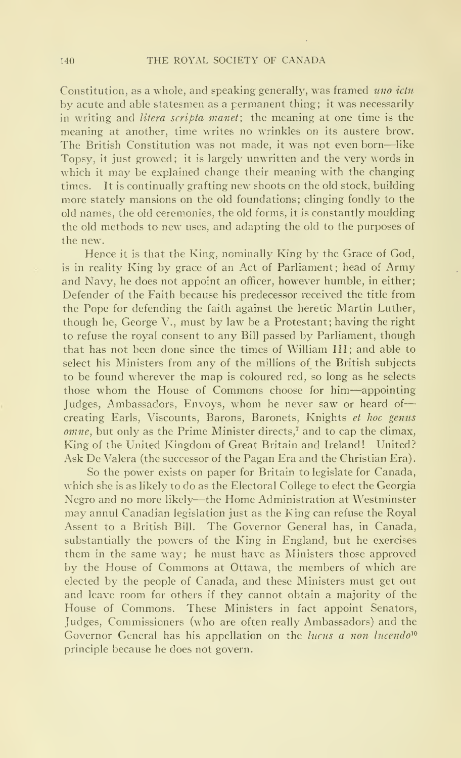Constitution, as a whole, and speaking generally, was framed *uno ictu* by acute and able statesmen as a permanent thing; it was necessarily in writing and *litera scripta manet*; the meaning at one time is the meaning at another, time writes no wrinkles on its austere brow. The British Constitution was not made, it was not even born—like Topsy, it just growed; it is largely unwritten and the very words in which it may be explained change their meaning with the changing times. It is continually grafting new shoots on the old stock, building more stately mansions on the old foundations; clinging fondly to the old names, the old ceremonies, the old forms, it is constantly moulding the old methods to new uses, and adapting the old to the purposes of the new.

Hence it is that the King, nominally King by the Grace of God, is in reality King by grace of an Act of Parliament; head of Army and Navy, he does not appoint an officer, however humble, in either; Defender of the Faith because his predecessor received the title from the Pope for defending the faith against the heretic Martin Luther, though he, George V., must by law be a Protestant; having the right to refuse the royal consent to any Bill passed by Parliament, though that has not been done since the times of William III; and able to select his Ministers from any of the millions of the British subjects to be found wherever the map is coloured red, so long as he selects those whom the House of Commons choose for him—appointing Judges, Ambassadors, Envoys, whom he never saw or heard of—creating Earls, Viscounts, Barons, Baronets, Knights *et hoc genus omne*, but only as the Prime Minister directs,[7] and to cap the climax, King of the United Kingdom of Great Britain and Ireland! United? Ask De Valera (the successor of the Pagan Era and the Christian Era).

So the power exists on paper for Britain to legislate for Canada, which she is as likely to do as the Electoral College to elect the Georgia Negro and no more likely—the Home Administration at Westminster may annul Canadian legislation just as the King can refuse the Royal Assent to a British Bill. The Governor General has, in Canada, substantially the powers of the King in England, but he exercises them in the same way; he must have as Ministers those approved by the House of Commons at Ottawa, the members of which are elected by the people of Canada, and these Ministers must get out and leave room for others if they cannot obtain a majority of the House of Commons. These Ministers in fact appoint Senators, Judges, Commissioners (who are often really Ambassadors) and the Governor General has his appellation on the *lucus a non lucendo*[10] principle because he does not govern.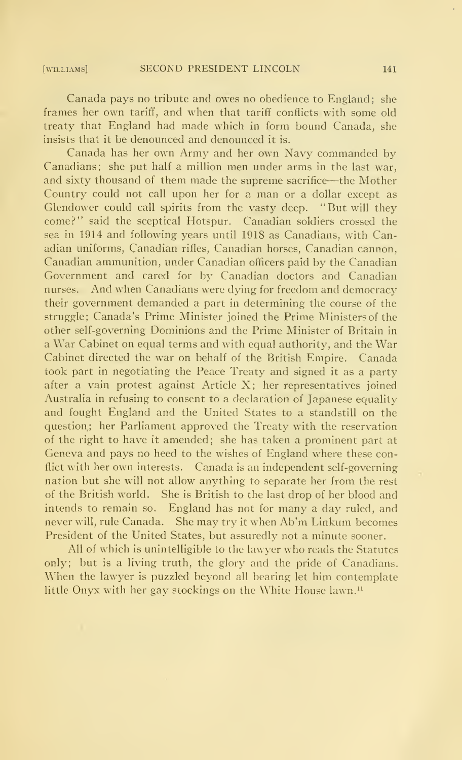Canada pays no tribute and owes no obedience to England; she frames her own tariff, and when that tariff conflicts with some old treaty that England had made which in form bound Canada, she insists that it be denounced and denounced it is.

Canada has her own Army and her own Navy commanded by Canadians; she put half a million men under arms in the last war, and sixty thousand of them made the supreme sacrifice—the Mother Country could not call upon her for a man or a dollar except as Glendower could call spirits from the vasty deep. "But will they come?" said the sceptical Hotspur. Canadian soldiers crossed the sea in 1914 and following years until 1918 as Canadians, with Canadian uniforms, Canadian rifles, Canadian horses, Canadian cannon, Canadian ammunition, under Canadian officers paid by the Canadian Government and cared for by Canadian doctors and Canadian nurses. And when Canadians were dying for freedom and democracy their government demanded a part in determining the course of the struggle; Canada's Prime Minister joined the Prime Ministers of the other self-governing Dominions and the Prime Minister of Britain in a War Cabinet on equal terms and with equal authority, and the War Cabinet directed the war on behalf of the British Empire. Canada took part in negotiating the Peace Treaty and signed it as a party after a vain protest against Article X; her representatives joined Australia in refusing to consent to a declaration of Japanese equality and fought England and the United States to a standstill on the question; her Parliament approved the Treaty with the reservation of the right to have it amended; she has taken a prominent part at Geneva and pays no heed to the wishes of England where these conflict with her own interests. Canada is an independent self-governing nation but she will not allow anything to separate her from the rest of the British world. She is British to the last drop of her blood and intends to remain so. England has not for many a day ruled, and never will, rule Canada. She may try it when Ab'm Linkum becomes President of the United States, but assuredly not a minute sooner.

All of which is unintelligible to the lawyer who reads the Statutes only; but is a living truth, the glory and the pride of Canadians. When the lawyer is puzzled beyond all bearing let him contemplate little Onyx with her gay stockings on the White House lawn.[11]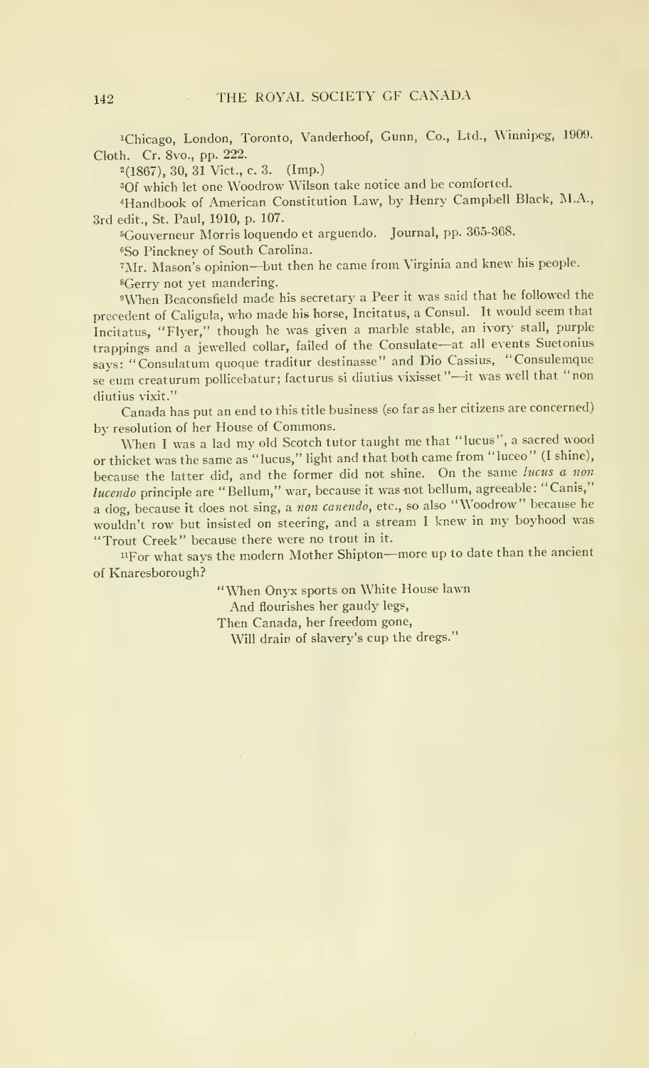[1]Chicago, London, Toronto, Vanderhoof, Gunn, Co., Ltd., Winnipeg, 1909. Cloth. Cr. 8vo., pp. 222.

[2](1867), 30, 31 Vict., c. 3. (Imp.)

[3]Of which let one Woodrow Wilson take notice and be comforted.

[4]Handbook of American Constitution Law, by Henry Campbell Black, M.A., 3rd edit., St. Paul, 1910, p. 107.

[5]Gouverneur Morris loquendo et arguendo. Journal, pp. 365-368.

[6]So Pinckney of South Carolina.

[7]Mr. Mason's opinion—but then he came from Virginia and knew his people.

[8]Gerry not yet mandering.

[9]When Beaconsfield made his secretary a Peer it was said that he followed the precedent of Caligula, who made his horse, Incitatus, a Consul. It would seem that Incitatus, "Flyer," though he was given a marble stable, an ivory stall, purple trappings and a jewelled collar, failed of the Consulate—at all events Suetonius says: "Consulatum quoque traditur destinasse" and Dio Cassius, "Consulemque se eum creaturum pollicebatur; facturus si diutius vixisset"—it was well that "non diutius vixit."

Canada has put an end to this title business (so far as her citizens are concerned) by resolution of her House of Commons.

When I was a lad my old Scotch tutor taught me that "lucus", a sacred wood or thicket was the same as "lucus," light and that both came from "luceo" (I shine), because the latter did, and the former did not shine. On the same *lucus a non lucendo* principle are "Bellum," war, because it was not bellum, agreeable: "Canis," a dog, because it does not sing, a *non canendo*, etc., so also "Woodrow" because he wouldn't row but insisted on steering, and a stream I knew in my boyhood was "Trout Creek" because there were no trout in it.

[11]For what says the modern Mother Shipton—more up to date than the ancient of Knaresborough?

> "When Onyx sports on White House lawn
> And flourishes her gaudy legs,
> Then Canada, her freedom gone,
> Will drain of slavery's cup the dregs."